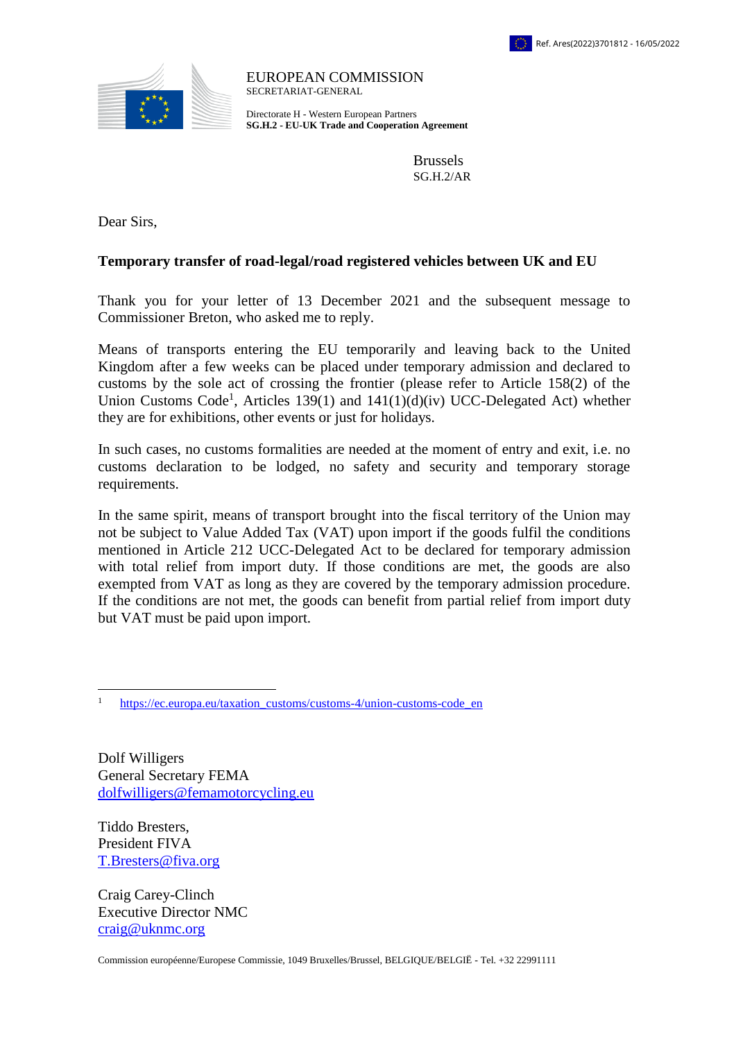Ref. Ares(2022)3701812 - 16/05/2022

EUROPEAN COMMISSION
SECRETARIAT-GENERAL

Directorate H - Western European Partners
**SG.H.2 - EU-UK Trade and Cooperation Agreement**

Brussels
SG.H.2/AR

Dear Sirs,

**Temporary transfer of road-legal/road registered vehicles between UK and EU**

Thank you for your letter of 13 December 2021 and the subsequent message to Commissioner Breton, who asked me to reply.

Means of transports entering the EU temporarily and leaving back to the United Kingdom after a few weeks can be placed under temporary admission and declared to customs by the sole act of crossing the frontier (please refer to Article 158(2) of the Union Customs Code[1], Articles 139(1) and 141(1)(d)(iv) UCC-Delegated Act) whether they are for exhibitions, other events or just for holidays.

In such cases, no customs formalities are needed at the moment of entry and exit, i.e. no customs declaration to be lodged, no safety and security and temporary storage requirements.

In the same spirit, means of transport brought into the fiscal territory of the Union may not be subject to Value Added Tax (VAT) upon import if the goods fulfil the conditions mentioned in Article 212 UCC-Delegated Act to be declared for temporary admission with total relief from import duty. If those conditions are met, the goods are also exempted from VAT as long as they are covered by the temporary admission procedure. If the conditions are not met, the goods can benefit from partial relief from import duty but VAT must be paid upon import.

[1] https://ec.europa.eu/taxation_customs/customs-4/union-customs-code_en

Dolf Willigers
General Secretary FEMA
dolfwilligers@femamotorcycling.eu

Tiddo Bresters,
President FIVA
T.Bresters@fiva.org

Craig Carey-Clinch
Executive Director NMC
craig@uknmc.org

Commission européenne/Europese Commissie, 1049 Bruxelles/Brussel, BELGIQUE/BELGIË - Tel. +32 22991111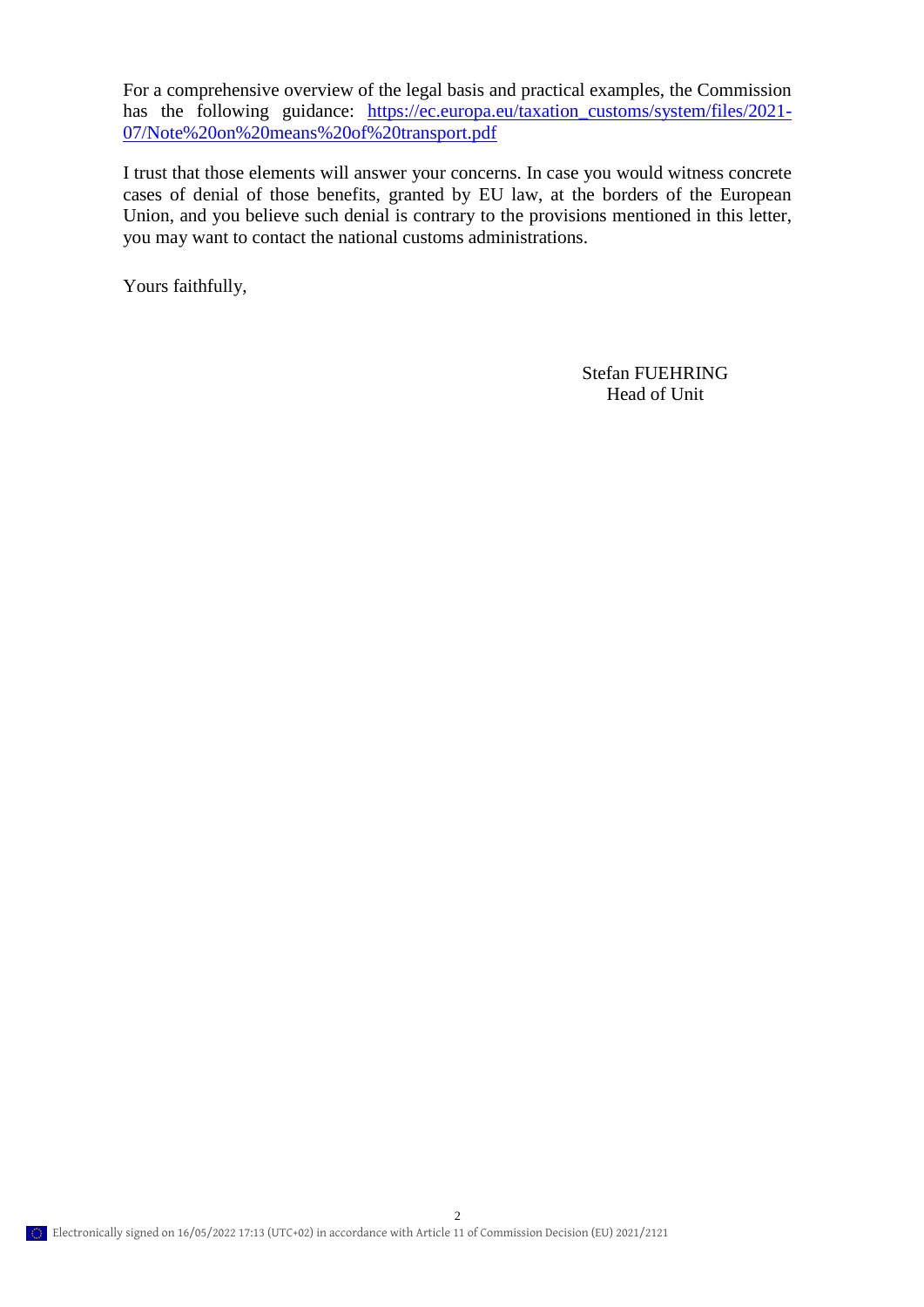For a comprehensive overview of the legal basis and practical examples, the Commission has the following guidance: https://ec.europa.eu/taxation_customs/system/files/2021-07/Note%20on%20means%20of%20transport.pdf

I trust that those elements will answer your concerns. In case you would witness concrete cases of denial of those benefits, granted by EU law, at the borders of the European Union, and you believe such denial is contrary to the provisions mentioned in this letter, you may want to contact the national customs administrations.

Yours faithfully,

Stefan FUEHRING
Head of Unit

Electronically signed on 16/05/2022 17:13 (UTC+02) in accordance with Article 11 of Commission Decision (EU) 2021/2121